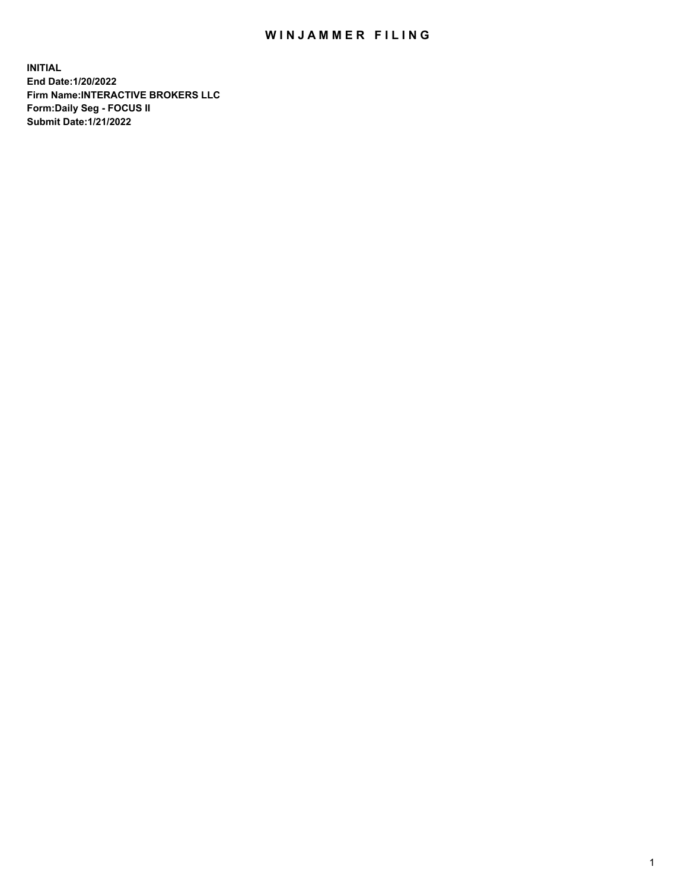# WINJAMMER FILING

**INITIAL**
**End Date:1/20/2022**
**Firm Name:INTERACTIVE BROKERS LLC**
**Form:Daily Seg - FOCUS II**
**Submit Date:1/21/2022**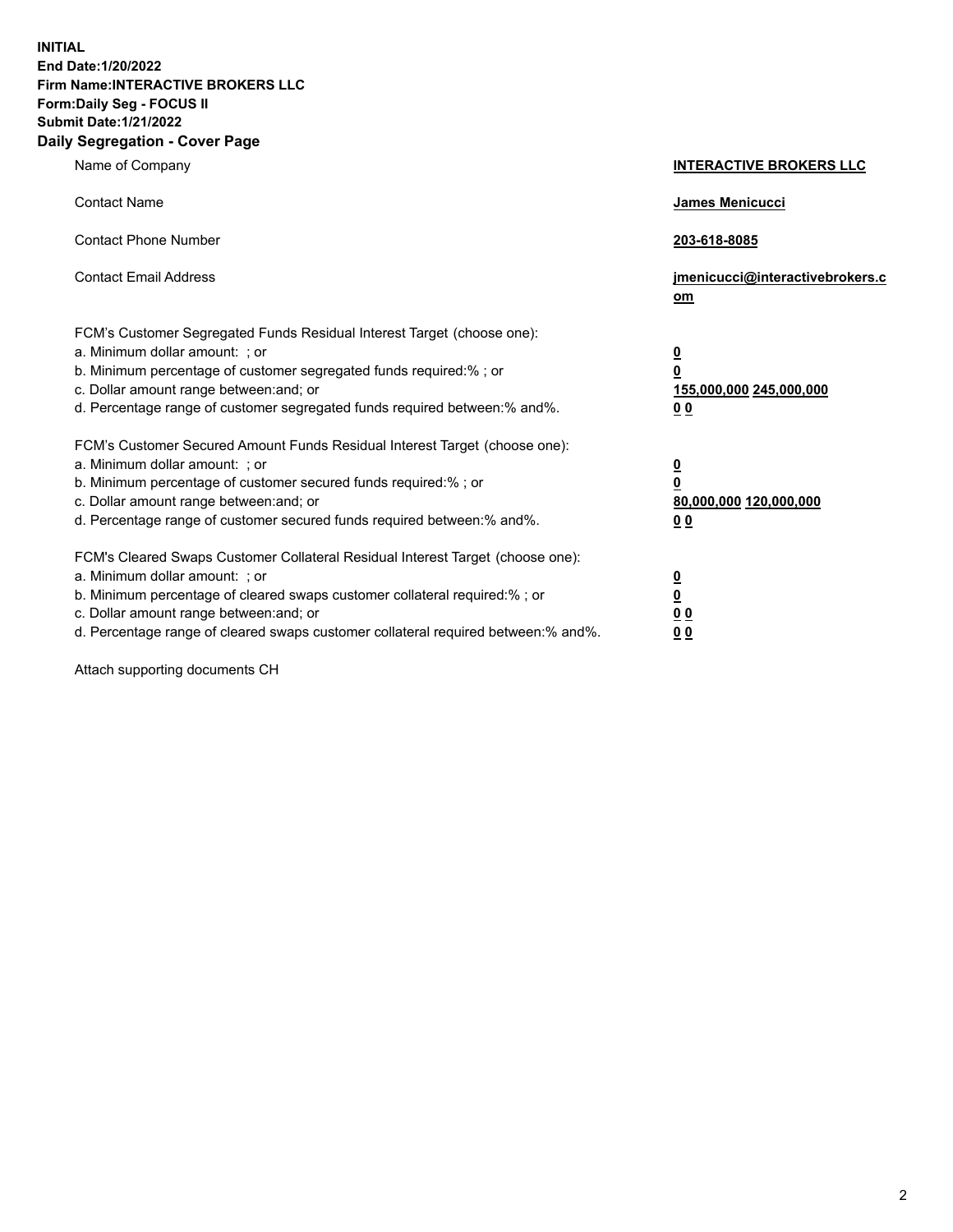**INITIAL**
**End Date:1/20/2022**
**Firm Name:INTERACTIVE BROKERS LLC**
**Form:Daily Seg - FOCUS II**
**Submit Date:1/21/2022**

## Daily Segregation - Cover Page

| | |
|---|---|
| Name of Company | **INTERACTIVE BROKERS LLC** |
| Contact Name | **James Menicucci** |
| Contact Phone Number | **203-618-8085** |
| Contact Email Address | **jmenicucci@interactivebrokers.com** |

FCM's Customer Segregated Funds Residual Interest Target (choose one):

| | |
|---|---|
| a. Minimum dollar amount: ; or | **0** |
| b. Minimum percentage of customer segregated funds required:% ; or | **0** |
| c. Dollar amount range between:and; or | **155,000,000 245,000,000** |
| d. Percentage range of customer segregated funds required between:% and%. | **0 0** |

FCM's Customer Secured Amount Funds Residual Interest Target (choose one):

| | |
|---|---|
| a. Minimum dollar amount: ; or | **0** |
| b. Minimum percentage of customer secured funds required:% ; or | **0** |
| c. Dollar amount range between:and; or | **80,000,000 120,000,000** |
| d. Percentage range of customer secured funds required between:% and%. | **0 0** |

FCM's Cleared Swaps Customer Collateral Residual Interest Target (choose one):

| | |
|---|---|
| a. Minimum dollar amount: ; or | **0** |
| b. Minimum percentage of cleared swaps customer collateral required:% ; or | **0** |
| c. Dollar amount range between:and; or | **0 0** |
| d. Percentage range of cleared swaps customer collateral required between:% and%. | **0 0** |

Attach supporting documents CH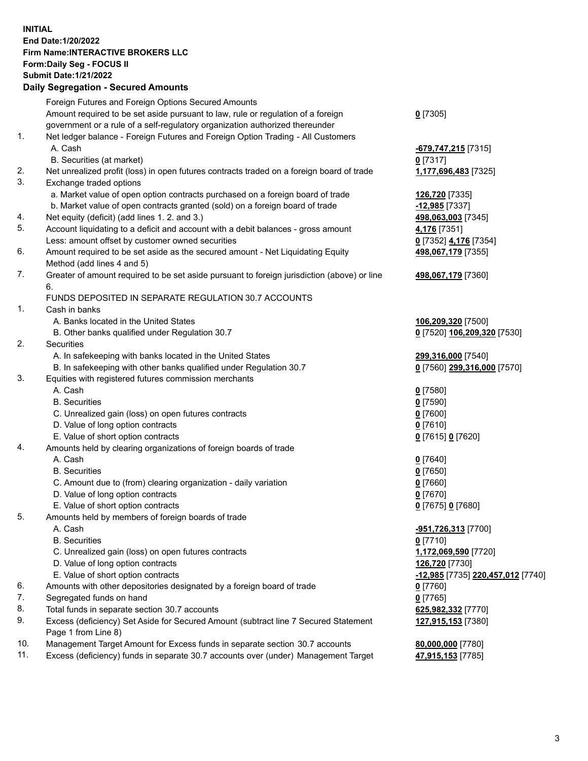**INITIAL**
**End Date:1/20/2022**
**Firm Name:INTERACTIVE BROKERS LLC**
**Form:Daily Seg - FOCUS II**
**Submit Date:1/21/2022**

### Daily Segregation - Secured Amounts

| | | |
|---|---|---|
| | Foreign Futures and Foreign Options Secured Amounts | |
| | Amount required to be set aside pursuant to law, rule or regulation of a foreign government or a rule of a self-regulatory organization authorized thereunder | **0** [7305] |
| 1. | Net ledger balance - Foreign Futures and Foreign Option Trading - All Customers | |
| | A. Cash | **-679,747,215** [7315] |
| | B. Securities (at market) | **0** [7317] |
| 2. | Net unrealized profit (loss) in open futures contracts traded on a foreign board of trade | **1,177,696,483** [7325] |
| 3. | Exchange traded options | |
| | a. Market value of open option contracts purchased on a foreign board of trade | **126,720** [7335] |
| | b. Market value of open contracts granted (sold) on a foreign board of trade | **-12,985** [7337] |
| 4. | Net equity (deficit) (add lines 1. 2. and 3.) | **498,063,003** [7345] |
| 5. | Account liquidating to a deficit and account with a debit balances - gross amount | **4,176** [7351] |
| | Less: amount offset by customer owned securities | **0** [7352] **4,176** [7354] |
| 6. | Amount required to be set aside as the secured amount - Net Liquidating Equity Method (add lines 4 and 5) | **498,067,179** [7355] |
| 7. | Greater of amount required to be set aside pursuant to foreign jurisdiction (above) or line 6. | **498,067,179** [7360] |
| | FUNDS DEPOSITED IN SEPARATE REGULATION 30.7 ACCOUNTS | |
| 1. | Cash in banks | |
| | A. Banks located in the United States | **106,209,320** [7500] |
| | B. Other banks qualified under Regulation 30.7 | **0** [7520] **106,209,320** [7530] |
| 2. | Securities | |
| | A. In safekeeping with banks located in the United States | **299,316,000** [7540] |
| | B. In safekeeping with other banks qualified under Regulation 30.7 | **0** [7560] **299,316,000** [7570] |
| 3. | Equities with registered futures commission merchants | |
| | A. Cash | **0** [7580] |
| | B. Securities | **0** [7590] |
| | C. Unrealized gain (loss) on open futures contracts | **0** [7600] |
| | D. Value of long option contracts | **0** [7610] |
| | E. Value of short option contracts | **0** [7615] **0** [7620] |
| 4. | Amounts held by clearing organizations of foreign boards of trade | |
| | A. Cash | **0** [7640] |
| | B. Securities | **0** [7650] |
| | C. Amount due to (from) clearing organization - daily variation | **0** [7660] |
| | D. Value of long option contracts | **0** [7670] |
| | E. Value of short option contracts | **0** [7675] **0** [7680] |
| 5. | Amounts held by members of foreign boards of trade | |
| | A. Cash | **-951,726,313** [7700] |
| | B. Securities | **0** [7710] |
| | C. Unrealized gain (loss) on open futures contracts | **1,172,069,590** [7720] |
| | D. Value of long option contracts | **126,720** [7730] |
| | E. Value of short option contracts | **-12,985** [7735] **220,457,012** [7740] |
| 6. | Amounts with other depositories designated by a foreign board of trade | **0** [7760] |
| 7. | Segregated funds on hand | **0** [7765] |
| 8. | Total funds in separate section 30.7 accounts | **625,982,332** [7770] |
| 9. | Excess (deficiency) Set Aside for Secured Amount (subtract line 7 Secured Statement Page 1 from Line 8) | **127,915,153** [7380] |
| 10. | Management Target Amount for Excess funds in separate section 30.7 accounts | **80,000,000** [7780] |
| 11. | Excess (deficiency) funds in separate 30.7 accounts over (under) Management Target | **47,915,153** [7785] |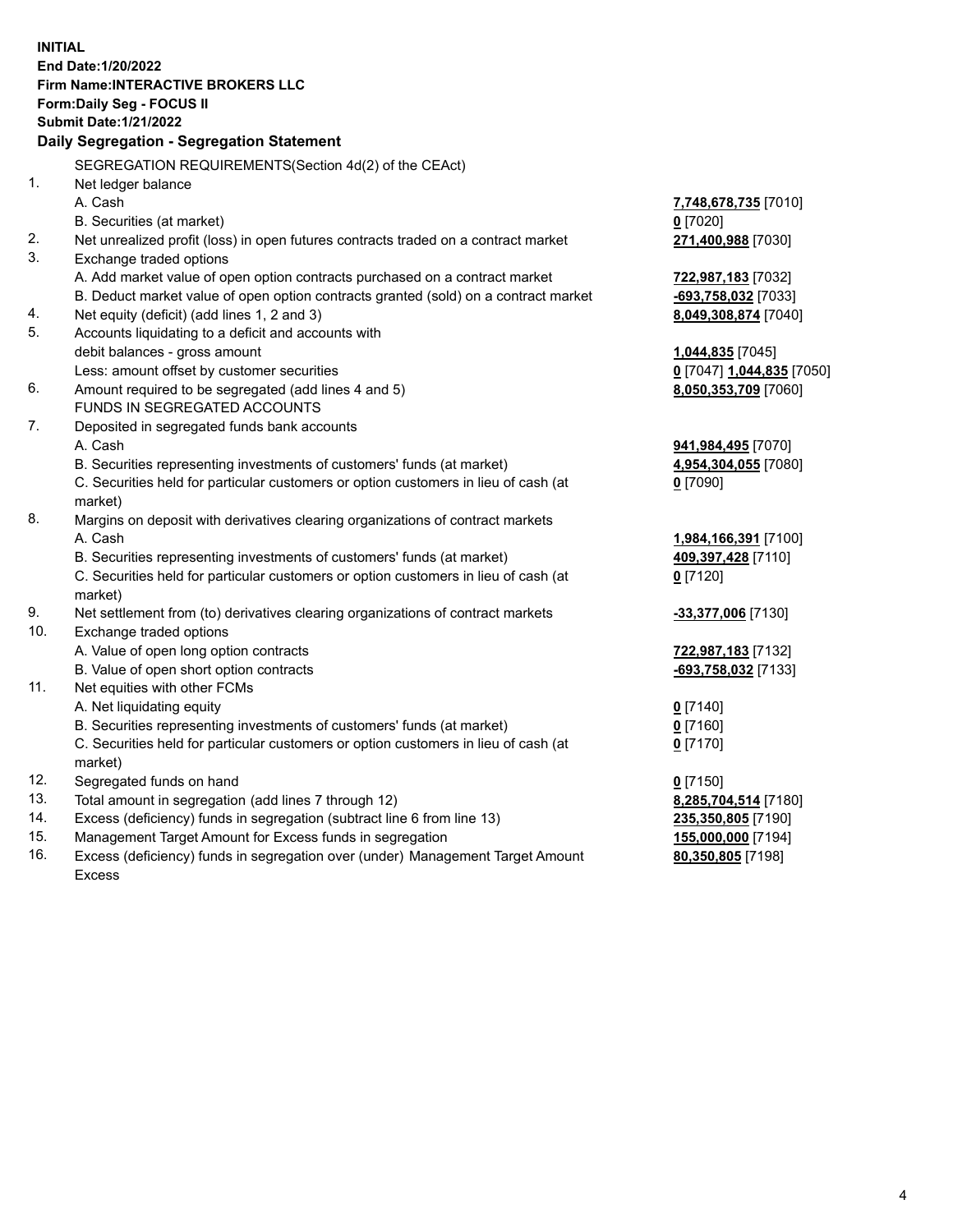**INITIAL**
**End Date:1/20/2022**
**Firm Name:INTERACTIVE BROKERS LLC**
**Form:Daily Seg - FOCUS II**
**Submit Date:1/21/2022**

### Daily Segregation - Segregation Statement

SEGREGATION REQUIREMENTS(Section 4d(2) of the CEAct)

| | | |
|---|---|---|
| 1. | Net ledger balance | |
| | A. Cash | **7,748,678,735** [7010] |
| | B. Securities (at market) | **0** [7020] |
| 2. | Net unrealized profit (loss) in open futures contracts traded on a contract market | **271,400,988** [7030] |
| 3. | Exchange traded options | |
| | A. Add market value of open option contracts purchased on a contract market | **722,987,183** [7032] |
| | B. Deduct market value of open option contracts granted (sold) on a contract market | **-693,758,032** [7033] |
| 4. | Net equity (deficit) (add lines 1, 2 and 3) | **8,049,308,874** [7040] |
| 5. | Accounts liquidating to a deficit and accounts with debit balances - gross amount | **1,044,835** [7045] |
| | Less: amount offset by customer securities | **0** [7047] **1,044,835** [7050] |
| 6. | Amount required to be segregated (add lines 4 and 5) | **8,050,353,709** [7060] |
| | FUNDS IN SEGREGATED ACCOUNTS | |
| 7. | Deposited in segregated funds bank accounts | |
| | A. Cash | **941,984,495** [7070] |
| | B. Securities representing investments of customers' funds (at market) | **4,954,304,055** [7080] |
| | C. Securities held for particular customers or option customers in lieu of cash (at market) | **0** [7090] |
| 8. | Margins on deposit with derivatives clearing organizations of contract markets | |
| | A. Cash | **1,984,166,391** [7100] |
| | B. Securities representing investments of customers' funds (at market) | **409,397,428** [7110] |
| | C. Securities held for particular customers or option customers in lieu of cash (at market) | **0** [7120] |
| 9. | Net settlement from (to) derivatives clearing organizations of contract markets | **-33,377,006** [7130] |
| 10. | Exchange traded options | |
| | A. Value of open long option contracts | **722,987,183** [7132] |
| | B. Value of open short option contracts | **-693,758,032** [7133] |
| 11. | Net equities with other FCMs | |
| | A. Net liquidating equity | **0** [7140] |
| | B. Securities representing investments of customers' funds (at market) | **0** [7160] |
| | C. Securities held for particular customers or option customers in lieu of cash (at market) | **0** [7170] |
| 12. | Segregated funds on hand | **0** [7150] |
| 13. | Total amount in segregation (add lines 7 through 12) | **8,285,704,514** [7180] |
| 14. | Excess (deficiency) funds in segregation (subtract line 6 from line 13) | **235,350,805** [7190] |
| 15. | Management Target Amount for Excess funds in segregation | **155,000,000** [7194] |
| 16. | Excess (deficiency) funds in segregation over (under) Management Target Amount Excess | **80,350,805** [7198] |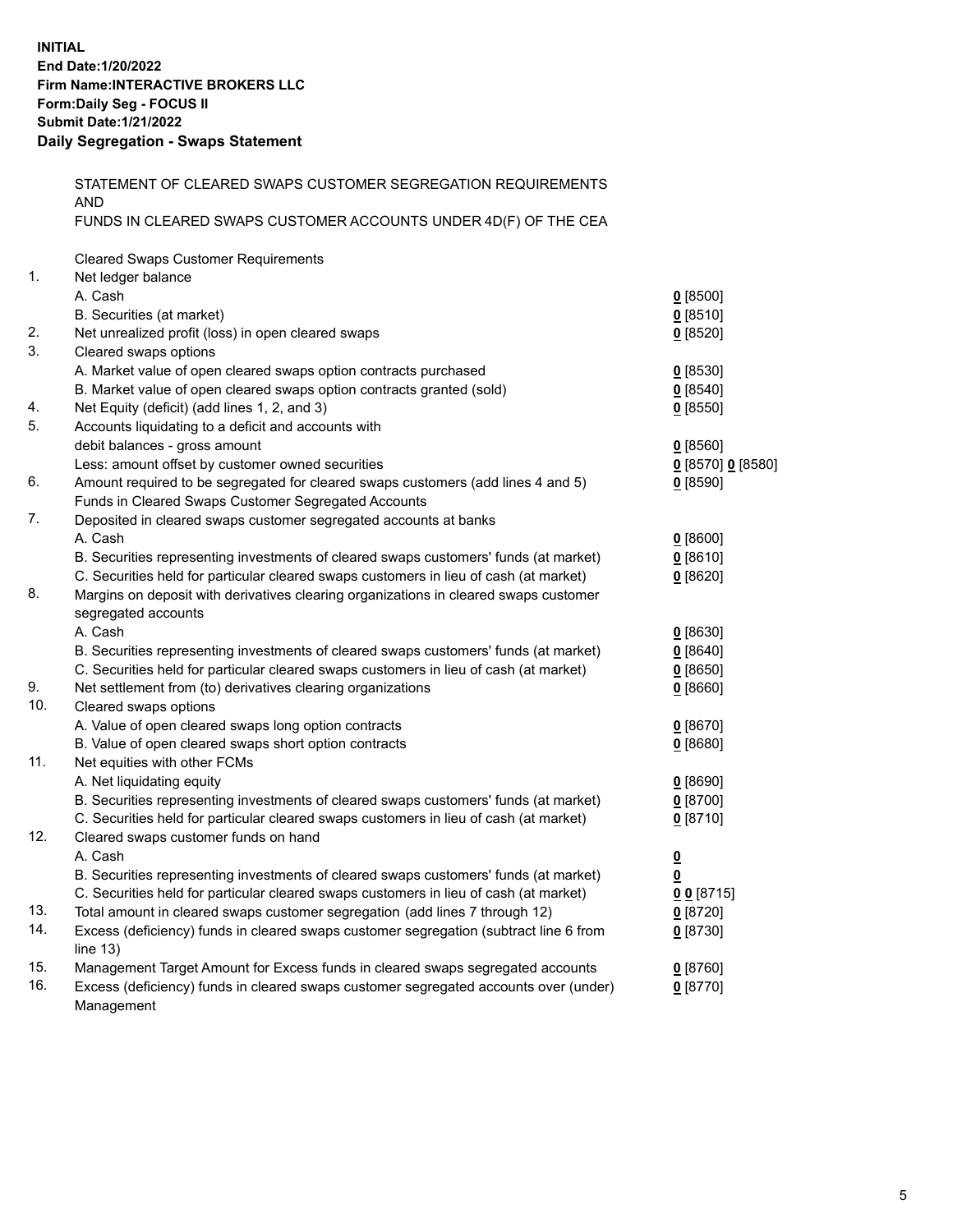**INITIAL**
**End Date:1/20/2022**
**Firm Name:INTERACTIVE BROKERS LLC**
**Form:Daily Seg - FOCUS II**
**Submit Date:1/21/2022**
**Daily Segregation - Swaps Statement**

STATEMENT OF CLEARED SWAPS CUSTOMER SEGREGATION REQUIREMENTS AND FUNDS IN CLEARED SWAPS CUSTOMER ACCOUNTS UNDER 4D(F) OF THE CEA

| | | |
|---|---|---|
| | Cleared Swaps Customer Requirements | |
| 1. | Net ledger balance | |
| | A. Cash | 0 [8500] |
| | B. Securities (at market) | 0 [8510] |
| 2. | Net unrealized profit (loss) in open cleared swaps | 0 [8520] |
| 3. | Cleared swaps options | |
| | A. Market value of open cleared swaps option contracts purchased | 0 [8530] |
| | B. Market value of open cleared swaps option contracts granted (sold) | 0 [8540] |
| 4. | Net Equity (deficit) (add lines 1, 2, and 3) | 0 [8550] |
| 5. | Accounts liquidating to a deficit and accounts with debit balances - gross amount | 0 [8560] |
| | Less: amount offset by customer owned securities | 0 [8570] 0 [8580] |
| 6. | Amount required to be segregated for cleared swaps customers (add lines 4 and 5) | 0 [8590] |
| | Funds in Cleared Swaps Customer Segregated Accounts | |
| 7. | Deposited in cleared swaps customer segregated accounts at banks | |
| | A. Cash | 0 [8600] |
| | B. Securities representing investments of cleared swaps customers' funds (at market) | 0 [8610] |
| | C. Securities held for particular cleared swaps customers in lieu of cash (at market) | 0 [8620] |
| 8. | Margins on deposit with derivatives clearing organizations in cleared swaps customer segregated accounts | |
| | A. Cash | 0 [8630] |
| | B. Securities representing investments of cleared swaps customers' funds (at market) | 0 [8640] |
| | C. Securities held for particular cleared swaps customers in lieu of cash (at market) | 0 [8650] |
| 9. | Net settlement from (to) derivatives clearing organizations | 0 [8660] |
| 10. | Cleared swaps options | |
| | A. Value of open cleared swaps long option contracts | 0 [8670] |
| | B. Value of open cleared swaps short option contracts | 0 [8680] |
| 11. | Net equities with other FCMs | |
| | A. Net liquidating equity | 0 [8690] |
| | B. Securities representing investments of cleared swaps customers' funds (at market) | 0 [8700] |
| | C. Securities held for particular cleared swaps customers in lieu of cash (at market) | 0 [8710] |
| 12. | Cleared swaps customer funds on hand | |
| | A. Cash | 0 |
| | B. Securities representing investments of cleared swaps customers' funds (at market) | 0 |
| | C. Securities held for particular cleared swaps customers in lieu of cash (at market) | 0 0 [8715] |
| 13. | Total amount in cleared swaps customer segregation (add lines 7 through 12) | 0 [8720] |
| 14. | Excess (deficiency) funds in cleared swaps customer segregation (subtract line 6 from line 13) | 0 [8730] |
| 15. | Management Target Amount for Excess funds in cleared swaps segregated accounts | 0 [8760] |
| 16. | Excess (deficiency) funds in cleared swaps customer segregated accounts over (under) Management | 0 [8770] |